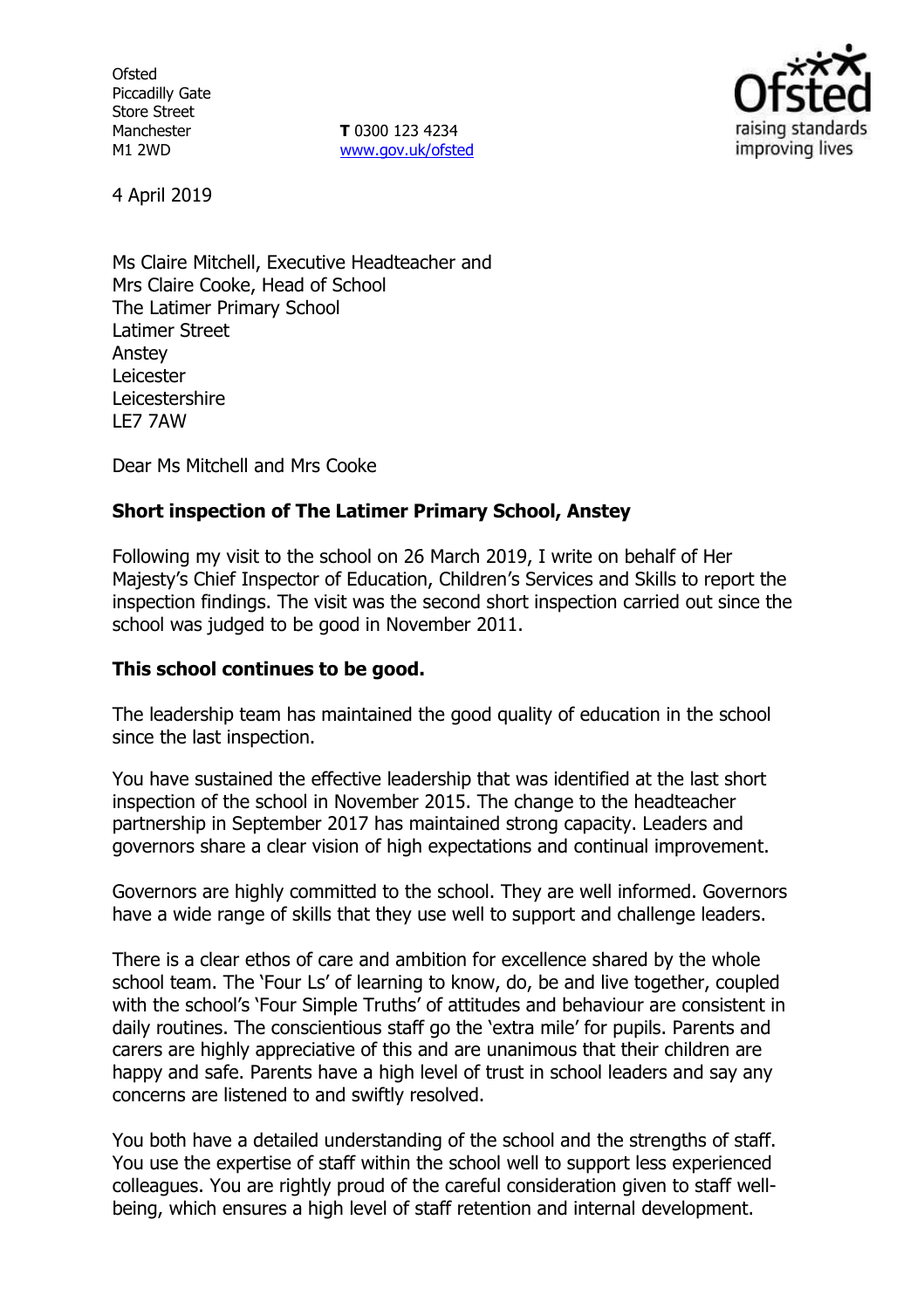Ofsted
Piccadilly Gate
Store Street
Manchester
M1 2WD

**T** 0300 123 4234
www.gov.uk/ofsted

4 April 2019

Ms Claire Mitchell, Executive Headteacher and
Mrs Claire Cooke, Head of School
The Latimer Primary School
Latimer Street
Anstey
Leicester
Leicestershire
LE7 7AW

Dear Ms Mitchell and Mrs Cooke

**Short inspection of The Latimer Primary School, Anstey**

Following my visit to the school on 26 March 2019, I write on behalf of Her Majesty's Chief Inspector of Education, Children's Services and Skills to report the inspection findings. The visit was the second short inspection carried out since the school was judged to be good in November 2011.

**This school continues to be good.**

The leadership team has maintained the good quality of education in the school since the last inspection.

You have sustained the effective leadership that was identified at the last short inspection of the school in November 2015. The change to the headteacher partnership in September 2017 has maintained strong capacity. Leaders and governors share a clear vision of high expectations and continual improvement.

Governors are highly committed to the school. They are well informed. Governors have a wide range of skills that they use well to support and challenge leaders.

There is a clear ethos of care and ambition for excellence shared by the whole school team. The 'Four Ls' of learning to know, do, be and live together, coupled with the school's 'Four Simple Truths' of attitudes and behaviour are consistent in daily routines. The conscientious staff go the 'extra mile' for pupils. Parents and carers are highly appreciative of this and are unanimous that their children are happy and safe. Parents have a high level of trust in school leaders and say any concerns are listened to and swiftly resolved.

You both have a detailed understanding of the school and the strengths of staff. You use the expertise of staff within the school well to support less experienced colleagues. You are rightly proud of the careful consideration given to staff well-being, which ensures a high level of staff retention and internal development.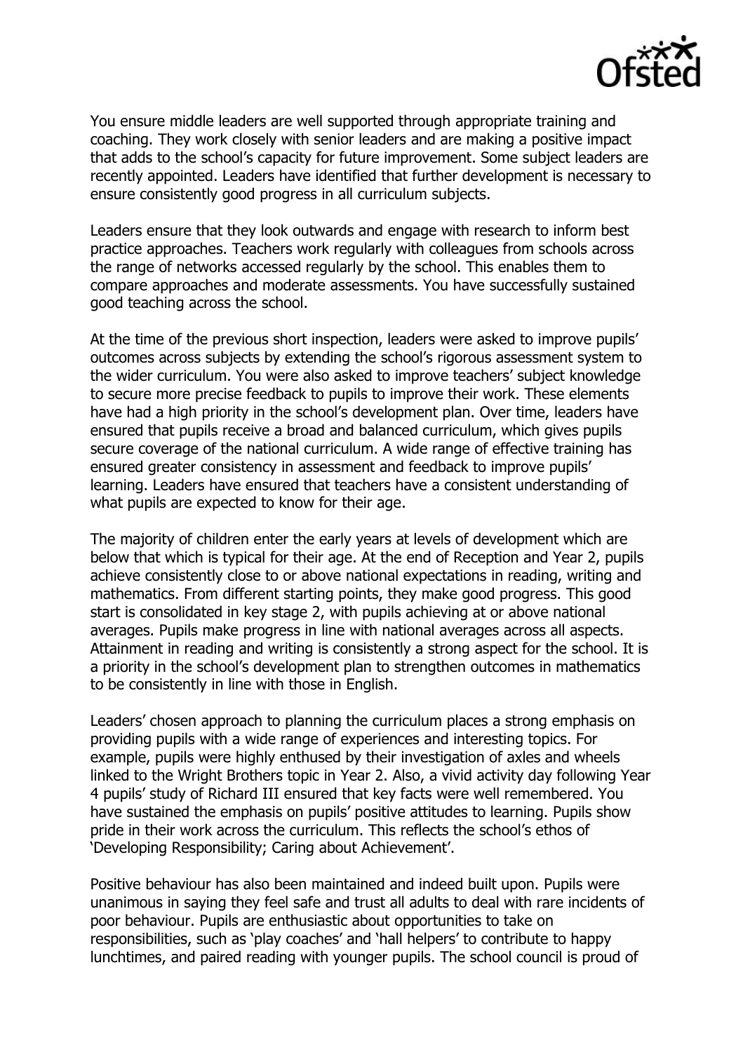You ensure middle leaders are well supported through appropriate training and coaching. They work closely with senior leaders and are making a positive impact that adds to the school's capacity for future improvement. Some subject leaders are recently appointed. Leaders have identified that further development is necessary to ensure consistently good progress in all curriculum subjects.

Leaders ensure that they look outwards and engage with research to inform best practice approaches. Teachers work regularly with colleagues from schools across the range of networks accessed regularly by the school. This enables them to compare approaches and moderate assessments. You have successfully sustained good teaching across the school.

At the time of the previous short inspection, leaders were asked to improve pupils' outcomes across subjects by extending the school's rigorous assessment system to the wider curriculum. You were also asked to improve teachers' subject knowledge to secure more precise feedback to pupils to improve their work. These elements have had a high priority in the school's development plan. Over time, leaders have ensured that pupils receive a broad and balanced curriculum, which gives pupils secure coverage of the national curriculum. A wide range of effective training has ensured greater consistency in assessment and feedback to improve pupils' learning. Leaders have ensured that teachers have a consistent understanding of what pupils are expected to know for their age.

The majority of children enter the early years at levels of development which are below that which is typical for their age. At the end of Reception and Year 2, pupils achieve consistently close to or above national expectations in reading, writing and mathematics. From different starting points, they make good progress. This good start is consolidated in key stage 2, with pupils achieving at or above national averages. Pupils make progress in line with national averages across all aspects. Attainment in reading and writing is consistently a strong aspect for the school. It is a priority in the school's development plan to strengthen outcomes in mathematics to be consistently in line with those in English.

Leaders' chosen approach to planning the curriculum places a strong emphasis on providing pupils with a wide range of experiences and interesting topics. For example, pupils were highly enthused by their investigation of axles and wheels linked to the Wright Brothers topic in Year 2. Also, a vivid activity day following Year 4 pupils' study of Richard III ensured that key facts were well remembered. You have sustained the emphasis on pupils' positive attitudes to learning. Pupils show pride in their work across the curriculum. This reflects the school's ethos of 'Developing Responsibility; Caring about Achievement'.

Positive behaviour has also been maintained and indeed built upon. Pupils were unanimous in saying they feel safe and trust all adults to deal with rare incidents of poor behaviour. Pupils are enthusiastic about opportunities to take on responsibilities, such as 'play coaches' and 'hall helpers' to contribute to happy lunchtimes, and paired reading with younger pupils. The school council is proud of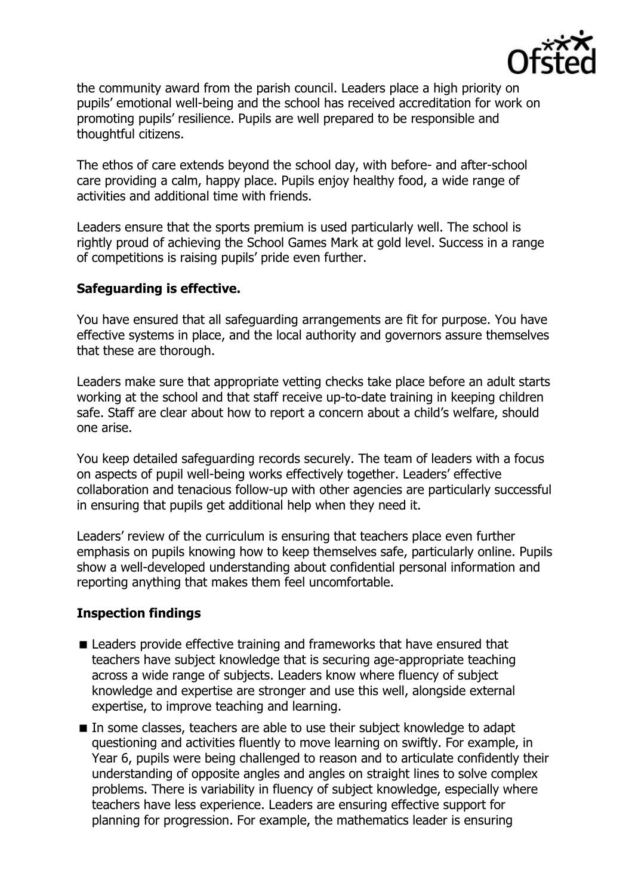the community award from the parish council. Leaders place a high priority on pupils' emotional well-being and the school has received accreditation for work on promoting pupils' resilience. Pupils are well prepared to be responsible and thoughtful citizens.

The ethos of care extends beyond the school day, with before- and after-school care providing a calm, happy place. Pupils enjoy healthy food, a wide range of activities and additional time with friends.

Leaders ensure that the sports premium is used particularly well. The school is rightly proud of achieving the School Games Mark at gold level. Success in a range of competitions is raising pupils' pride even further.

### Safeguarding is effective.

You have ensured that all safeguarding arrangements are fit for purpose. You have effective systems in place, and the local authority and governors assure themselves that these are thorough.

Leaders make sure that appropriate vetting checks take place before an adult starts working at the school and that staff receive up-to-date training in keeping children safe. Staff are clear about how to report a concern about a child's welfare, should one arise.

You keep detailed safeguarding records securely. The team of leaders with a focus on aspects of pupil well-being works effectively together. Leaders' effective collaboration and tenacious follow-up with other agencies are particularly successful in ensuring that pupils get additional help when they need it.

Leaders' review of the curriculum is ensuring that teachers place even further emphasis on pupils knowing how to keep themselves safe, particularly online. Pupils show a well-developed understanding about confidential personal information and reporting anything that makes them feel uncomfortable.

### Inspection findings

- Leaders provide effective training and frameworks that have ensured that teachers have subject knowledge that is securing age-appropriate teaching across a wide range of subjects. Leaders know where fluency of subject knowledge and expertise are stronger and use this well, alongside external expertise, to improve teaching and learning.
- In some classes, teachers are able to use their subject knowledge to adapt questioning and activities fluently to move learning on swiftly. For example, in Year 6, pupils were being challenged to reason and to articulate confidently their understanding of opposite angles and angles on straight lines to solve complex problems. There is variability in fluency of subject knowledge, especially where teachers have less experience. Leaders are ensuring effective support for planning for progression. For example, the mathematics leader is ensuring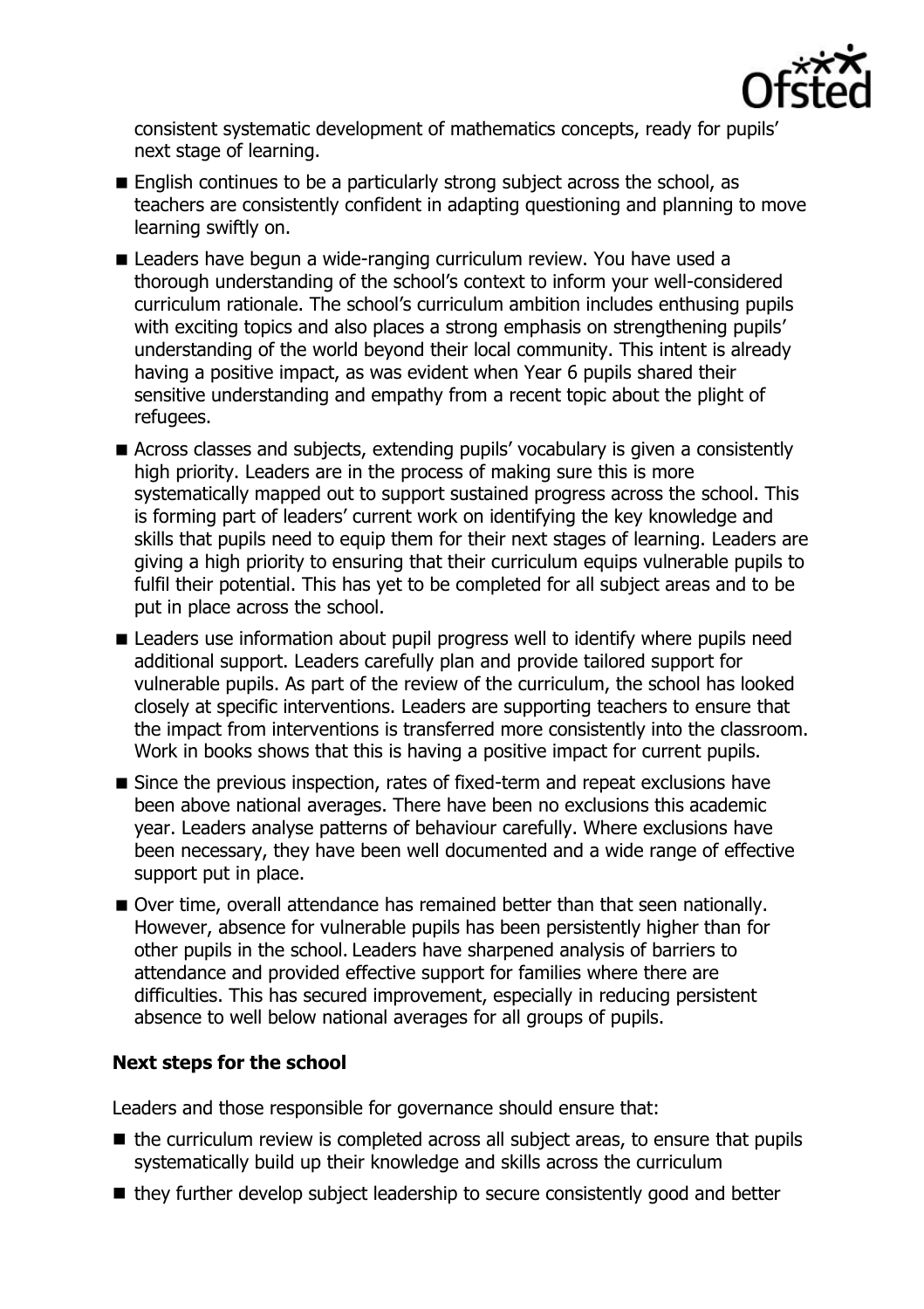consistent systematic development of mathematics concepts, ready for pupils' next stage of learning.

- English continues to be a particularly strong subject across the school, as teachers are consistently confident in adapting questioning and planning to move learning swiftly on.
- Leaders have begun a wide-ranging curriculum review. You have used a thorough understanding of the school's context to inform your well-considered curriculum rationale. The school's curriculum ambition includes enthusing pupils with exciting topics and also places a strong emphasis on strengthening pupils' understanding of the world beyond their local community. This intent is already having a positive impact, as was evident when Year 6 pupils shared their sensitive understanding and empathy from a recent topic about the plight of refugees.
- Across classes and subjects, extending pupils' vocabulary is given a consistently high priority. Leaders are in the process of making sure this is more systematically mapped out to support sustained progress across the school. This is forming part of leaders' current work on identifying the key knowledge and skills that pupils need to equip them for their next stages of learning. Leaders are giving a high priority to ensuring that their curriculum equips vulnerable pupils to fulfil their potential. This has yet to be completed for all subject areas and to be put in place across the school.
- Leaders use information about pupil progress well to identify where pupils need additional support. Leaders carefully plan and provide tailored support for vulnerable pupils. As part of the review of the curriculum, the school has looked closely at specific interventions. Leaders are supporting teachers to ensure that the impact from interventions is transferred more consistently into the classroom. Work in books shows that this is having a positive impact for current pupils.
- Since the previous inspection, rates of fixed-term and repeat exclusions have been above national averages. There have been no exclusions this academic year. Leaders analyse patterns of behaviour carefully. Where exclusions have been necessary, they have been well documented and a wide range of effective support put in place.
- Over time, overall attendance has remained better than that seen nationally. However, absence for vulnerable pupils has been persistently higher than for other pupils in the school. Leaders have sharpened analysis of barriers to attendance and provided effective support for families where there are difficulties. This has secured improvement, especially in reducing persistent absence to well below national averages for all groups of pupils.

### Next steps for the school

Leaders and those responsible for governance should ensure that:

- the curriculum review is completed across all subject areas, to ensure that pupils systematically build up their knowledge and skills across the curriculum
- they further develop subject leadership to secure consistently good and better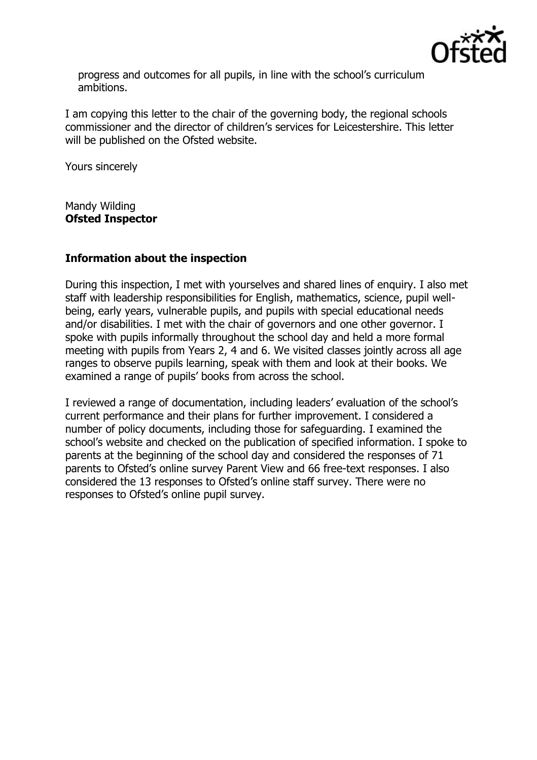progress and outcomes for all pupils, in line with the school's curriculum ambitions.

I am copying this letter to the chair of the governing body, the regional schools commissioner and the director of children's services for Leicestershire. This letter will be published on the Ofsted website.

Yours sincerely

Mandy Wilding
**Ofsted Inspector**

## Information about the inspection

During this inspection, I met with yourselves and shared lines of enquiry. I also met staff with leadership responsibilities for English, mathematics, science, pupil well-being, early years, vulnerable pupils, and pupils with special educational needs and/or disabilities. I met with the chair of governors and one other governor. I spoke with pupils informally throughout the school day and held a more formal meeting with pupils from Years 2, 4 and 6. We visited classes jointly across all age ranges to observe pupils learning, speak with them and look at their books. We examined a range of pupils' books from across the school.

I reviewed a range of documentation, including leaders' evaluation of the school's current performance and their plans for further improvement. I considered a number of policy documents, including those for safeguarding. I examined the school's website and checked on the publication of specified information. I spoke to parents at the beginning of the school day and considered the responses of 71 parents to Ofsted's online survey Parent View and 66 free-text responses. I also considered the 13 responses to Ofsted's online staff survey. There were no responses to Ofsted's online pupil survey.